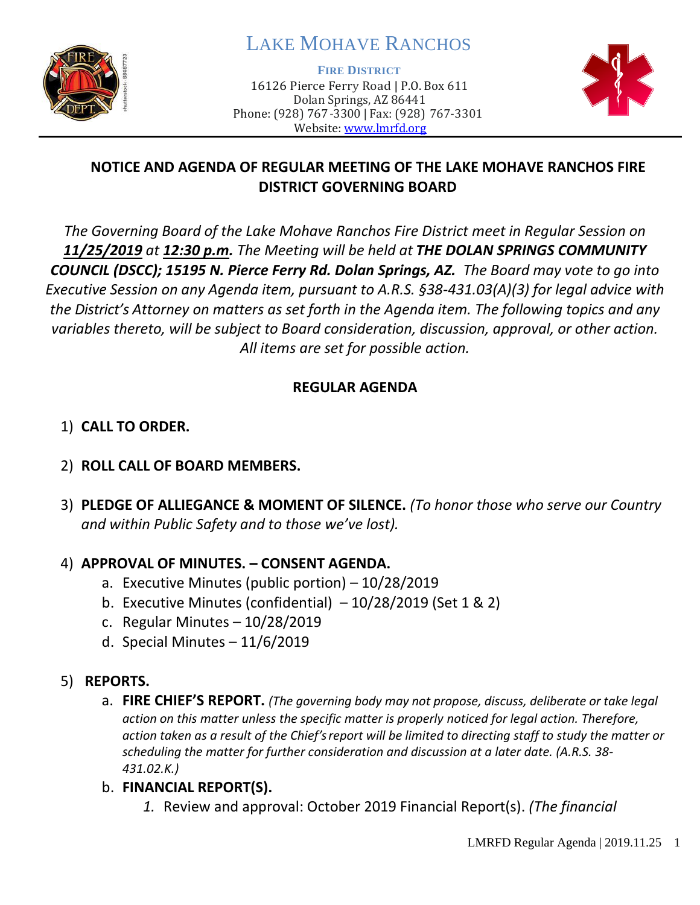# LAKE MOHAVE RANCHOS

**FIRE DISTRICT**

16126 Pierce Ferry Road | P.O. Box 611
Dolan Springs, AZ 86441
Phone: (928) 767-3300 | Fax: (928) 767-3301
Website: www.lmrfd.org

## NOTICE AND AGENDA OF REGULAR MEETING OF THE LAKE MOHAVE RANCHOS FIRE DISTRICT GOVERNING BOARD

*The Governing Board of the Lake Mohave Ranchos Fire District meet in Regular Session on **11/25/2019** at **12:30 p.m.** The Meeting will be held at **THE DOLAN SPRINGS COMMUNITY COUNCIL (DSCC); 15195 N. Pierce Ferry Rd. Dolan Springs, AZ.** The Board may vote to go into Executive Session on any Agenda item, pursuant to A.R.S. §38-431.03(A)(3) for legal advice with the District's Attorney on matters as set forth in the Agenda item. The following topics and any variables thereto, will be subject to Board consideration, discussion, approval, or other action. All items are set for possible action.*

## REGULAR AGENDA

1) **CALL TO ORDER.**

2) **ROLL CALL OF BOARD MEMBERS.**

3) **PLEDGE OF ALLEGIANCE & MOMENT OF SILENCE.** *(To honor those who serve our Country and within Public Safety and to those we've lost).*

4) **APPROVAL OF MINUTES. – CONSENT AGENDA.**
   a. Executive Minutes (public portion) – 10/28/2019
   b. Executive Minutes (confidential) – 10/28/2019 (Set 1 & 2)
   c. Regular Minutes – 10/28/2019
   d. Special Minutes – 11/6/2019

5) **REPORTS.**
   a. **FIRE CHIEF'S REPORT.** *(The governing body may not propose, discuss, deliberate or take legal action on this matter unless the specific matter is properly noticed for legal action. Therefore, action taken as a result of the Chief's report will be limited to directing staff to study the matter or scheduling the matter for further consideration and discussion at a later date. (A.R.S. 38-431.02.K.)*
   b. **FINANCIAL REPORT(S).**
      1. Review and approval: October 2019 Financial Report(s). *(The financial*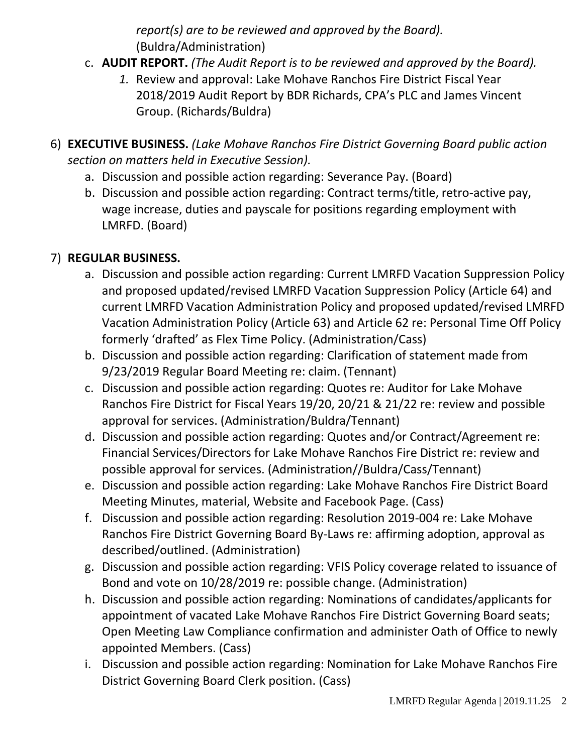*report(s) are to be reviewed and approved by the Board).* (Buldra/Administration)

c. **AUDIT REPORT.** *(The Audit Report is to be reviewed and approved by the Board).*
   1. Review and approval: Lake Mohave Ranchos Fire District Fiscal Year 2018/2019 Audit Report by BDR Richards, CPA's PLC and James Vincent Group. (Richards/Buldra)

6) **EXECUTIVE BUSINESS.** *(Lake Mohave Ranchos Fire District Governing Board public action section on matters held in Executive Session).*
   a. Discussion and possible action regarding: Severance Pay. (Board)
   b. Discussion and possible action regarding: Contract terms/title, retro-active pay, wage increase, duties and payscale for positions regarding employment with LMRFD. (Board)

7) **REGULAR BUSINESS.**
   a. Discussion and possible action regarding: Current LMRFD Vacation Suppression Policy and proposed updated/revised LMRFD Vacation Suppression Policy (Article 64) and current LMRFD Vacation Administration Policy and proposed updated/revised LMRFD Vacation Administration Policy (Article 63) and Article 62 re: Personal Time Off Policy formerly 'drafted' as Flex Time Policy. (Administration/Cass)
   b. Discussion and possible action regarding: Clarification of statement made from 9/23/2019 Regular Board Meeting re: claim. (Tennant)
   c. Discussion and possible action regarding: Quotes re: Auditor for Lake Mohave Ranchos Fire District for Fiscal Years 19/20, 20/21 & 21/22 re: review and possible approval for services. (Administration/Buldra/Tennant)
   d. Discussion and possible action regarding: Quotes and/or Contract/Agreement re: Financial Services/Directors for Lake Mohave Ranchos Fire District re: review and possible approval for services. (Administration//Buldra/Cass/Tennant)
   e. Discussion and possible action regarding: Lake Mohave Ranchos Fire District Board Meeting Minutes, material, Website and Facebook Page. (Cass)
   f. Discussion and possible action regarding: Resolution 2019-004 re: Lake Mohave Ranchos Fire District Governing Board By-Laws re: affirming adoption, approval as described/outlined. (Administration)
   g. Discussion and possible action regarding: VFIS Policy coverage related to issuance of Bond and vote on 10/28/2019 re: possible change. (Administration)
   h. Discussion and possible action regarding: Nominations of candidates/applicants for appointment of vacated Lake Mohave Ranchos Fire District Governing Board seats; Open Meeting Law Compliance confirmation and administer Oath of Office to newly appointed Members. (Cass)
   i. Discussion and possible action regarding: Nomination for Lake Mohave Ranchos Fire District Governing Board Clerk position. (Cass)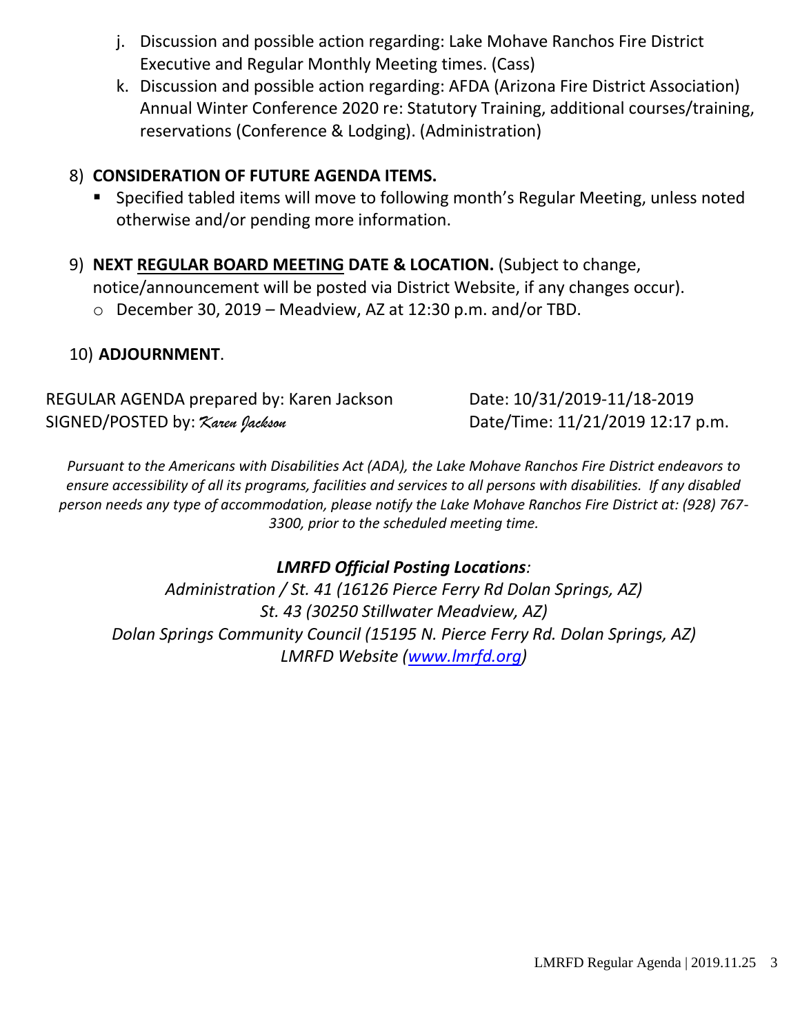j. Discussion and possible action regarding: Lake Mohave Ranchos Fire District Executive and Regular Monthly Meeting times. (Cass)

k. Discussion and possible action regarding: AFDA (Arizona Fire District Association) Annual Winter Conference 2020 re: Statutory Training, additional courses/training, reservations (Conference & Lodging). (Administration)

8) **CONSIDERATION OF FUTURE AGENDA ITEMS.**
   - Specified tabled items will move to following month's Regular Meeting, unless noted otherwise and/or pending more information.

9) **NEXT REGULAR BOARD MEETING DATE & LOCATION.** (Subject to change, notice/announcement will be posted via District Website, if any changes occur).
   - December 30, 2019 – Meadview, AZ at 12:30 p.m. and/or TBD.

10) **ADJOURNMENT**.

REGULAR AGENDA prepared by: Karen Jackson — Date: 10/31/2019-11/18-2019
SIGNED/POSTED by: *Karen Jackson* — Date/Time: 11/21/2019 12:17 p.m.

*Pursuant to the Americans with Disabilities Act (ADA), the Lake Mohave Ranchos Fire District endeavors to ensure accessibility of all its programs, facilities and services to all persons with disabilities. If any disabled person needs any type of accommodation, please notify the Lake Mohave Ranchos Fire District at: (928) 767-3300, prior to the scheduled meeting time.*

***LMRFD Official Posting Locations**:*
*Administration / St. 41 (16126 Pierce Ferry Rd Dolan Springs, AZ)*
*St. 43 (30250 Stillwater Meadview, AZ)*
*Dolan Springs Community Council (15195 N. Pierce Ferry Rd. Dolan Springs, AZ)*
*LMRFD Website (www.lmrfd.org)*